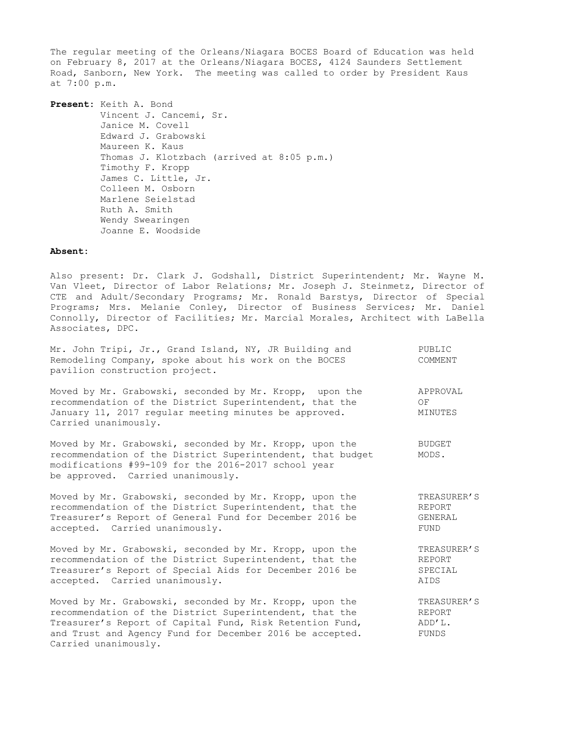The regular meeting of the Orleans/Niagara BOCES Board of Education was held on February 8, 2017 at the Orleans/Niagara BOCES, 4124 Saunders Settlement Road, Sanborn, New York. The meeting was called to order by President Kaus at 7:00 p.m.

**Present:** Keith A. Bond
Vincent J. Cancemi, Sr.
Janice M. Covell
Edward J. Grabowski
Maureen K. Kaus
Thomas J. Klotzbach (arrived at 8:05 p.m.)
Timothy F. Kropp
James C. Little, Jr.
Colleen M. Osborn
Marlene Seielstad
Ruth A. Smith
Wendy Swearingen
Joanne E. Woodside

**Absent:**

Also present: Dr. Clark J. Godshall, District Superintendent; Mr. Wayne M. Van Vleet, Director of Labor Relations; Mr. Joseph J. Steinmetz, Director of CTE and Adult/Secondary Programs; Mr. Ronald Barstys, Director of Special Programs; Mrs. Melanie Conley, Director of Business Services; Mr. Daniel Connolly, Director of Facilities; Mr. Marcial Morales, Architect with LaBella Associates, DPC.

PUBLIC COMMENT

Mr. John Tripi, Jr., Grand Island, NY, JR Building and Remodeling Company, spoke about his work on the BOCES pavilion construction project.

APPROVAL OF MINUTES

Moved by Mr. Grabowski, seconded by Mr. Kropp, upon the recommendation of the District Superintendent, that the January 11, 2017 regular meeting minutes be approved. Carried unanimously.

BUDGET MODS.

Moved by Mr. Grabowski, seconded by Mr. Kropp, upon the recommendation of the District Superintendent, that budget modifications #99-109 for the 2016-2017 school year be approved. Carried unanimously.

TREASURER'S REPORT GENERAL FUND

Moved by Mr. Grabowski, seconded by Mr. Kropp, upon the recommendation of the District Superintendent, that the Treasurer's Report of General Fund for December 2016 be accepted. Carried unanimously.

TREASURER'S REPORT SPECIAL AIDS

Moved by Mr. Grabowski, seconded by Mr. Kropp, upon the recommendation of the District Superintendent, that the Treasurer's Report of Special Aids for December 2016 be accepted. Carried unanimously.

TREASURER'S REPORT ADD'L. FUNDS

Moved by Mr. Grabowski, seconded by Mr. Kropp, upon the recommendation of the District Superintendent, that the Treasurer's Report of Capital Fund, Risk Retention Fund, and Trust and Agency Fund for December 2016 be accepted. Carried unanimously.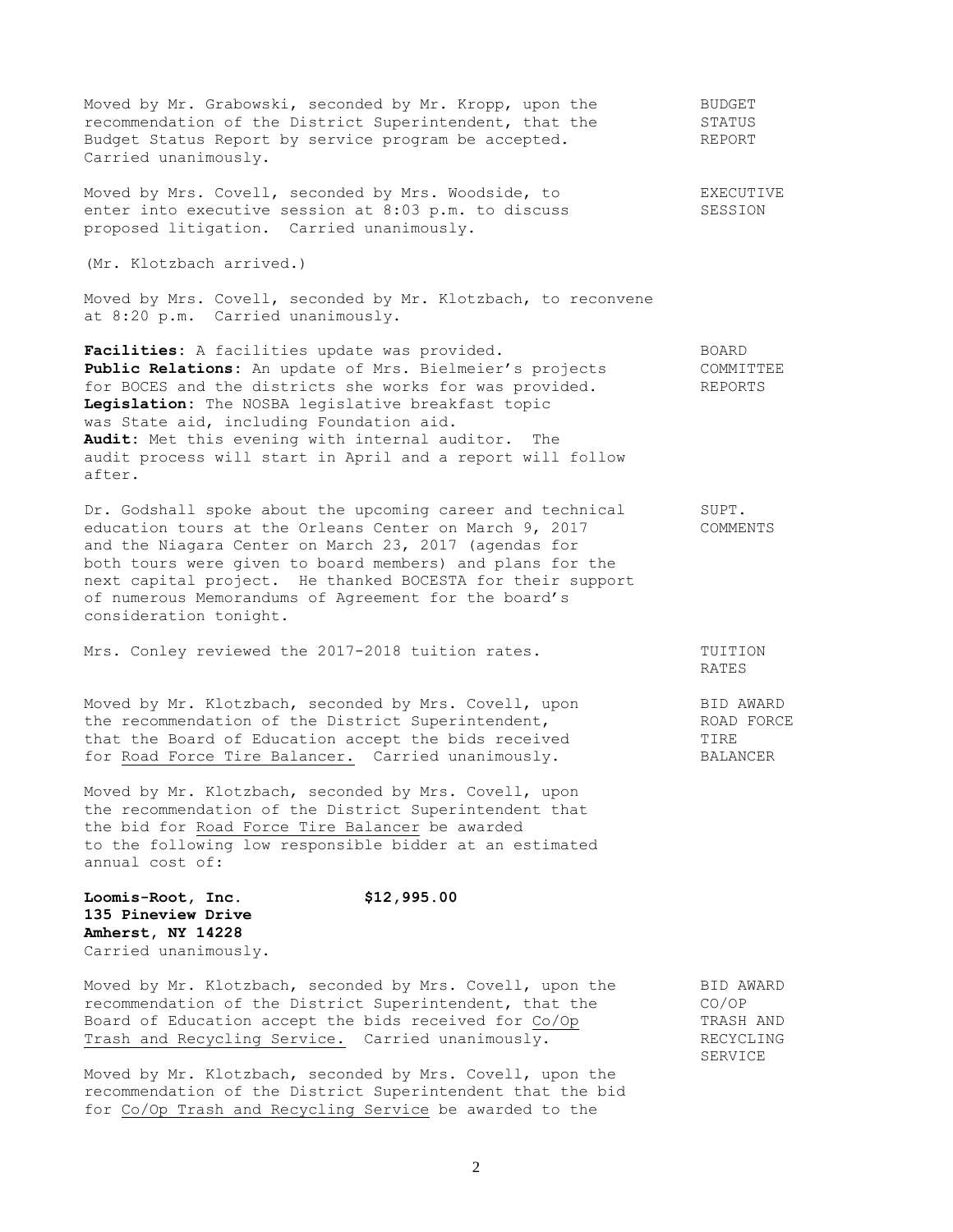Moved by Mr. Grabowski, seconded by Mr. Kropp, upon the recommendation of the District Superintendent, that the Budget Status Report by service program be accepted. Carried unanimously. **BUDGET STATUS REPORT**

Moved by Mrs. Covell, seconded by Mrs. Woodside, to enter into executive session at 8:03 p.m. to discuss proposed litigation. Carried unanimously. **EXECUTIVE SESSION**

(Mr. Klotzbach arrived.)

Moved by Mrs. Covell, seconded by Mr. Klotzbach, to reconvene at 8:20 p.m. Carried unanimously.

**BOARD COMMITTEE REPORTS**

**Facilities**: A facilities update was provided.
**Public Relations**: An update of Mrs. Bielmeier's projects for BOCES and the districts she works for was provided.
**Legislation**: The NOSBA legislative breakfast topic was State aid, including Foundation aid.
**Audit**: Met this evening with internal auditor. The audit process will start in April and a report will follow after.

**SUPT. COMMENTS**

Dr. Godshall spoke about the upcoming career and technical education tours at the Orleans Center on March 9, 2017 and the Niagara Center on March 23, 2017 (agendas for both tours were given to board members) and plans for the next capital project. He thanked BOCESTA for their support of numerous Memorandums of Agreement for the board's consideration tonight.

**TUITION RATES**

Mrs. Conley reviewed the 2017-2018 tuition rates.

**BID AWARD ROAD FORCE TIRE BALANCER**

Moved by Mr. Klotzbach, seconded by Mrs. Covell, upon the recommendation of the District Superintendent, that the Board of Education accept the bids received for Road Force Tire Balancer. Carried unanimously.

Moved by Mr. Klotzbach, seconded by Mrs. Covell, upon the recommendation of the District Superintendent that the bid for Road Force Tire Balancer be awarded to the following low responsible bidder at an estimated annual cost of:

**Loomis-Root, Inc.** **$12,995.00**
**135 Pineview Drive**
**Amherst, NY 14228**
Carried unanimously.

**BID AWARD CO/OP TRASH AND RECYCLING SERVICE**

Moved by Mr. Klotzbach, seconded by Mrs. Covell, upon the recommendation of the District Superintendent, that the Board of Education accept the bids received for Co/Op Trash and Recycling Service. Carried unanimously.

Moved by Mr. Klotzbach, seconded by Mrs. Covell, upon the recommendation of the District Superintendent that the bid for Co/Op Trash and Recycling Service be awarded to the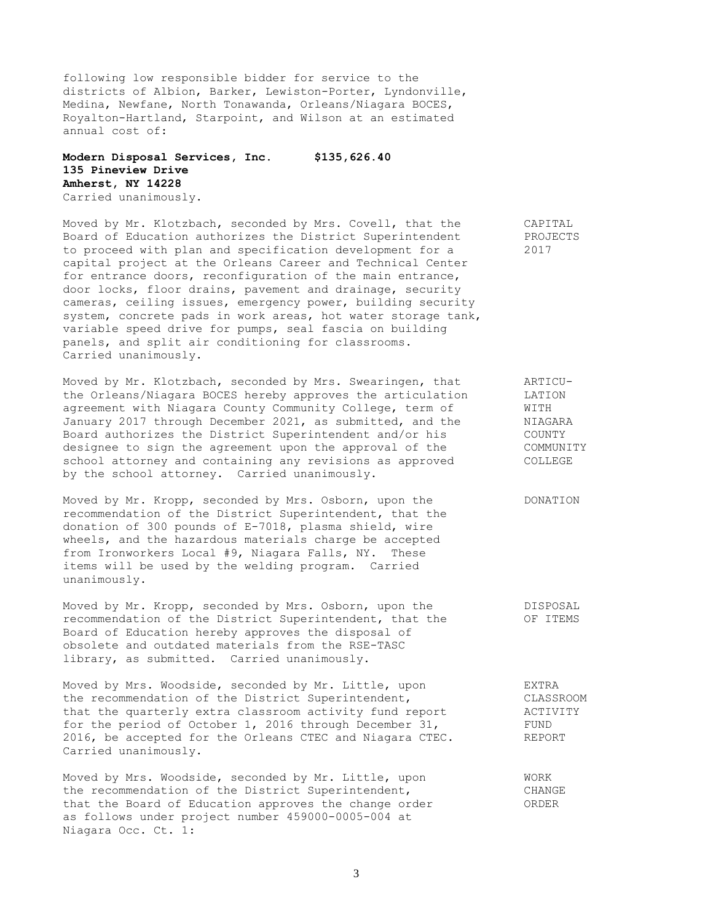following low responsible bidder for service to the districts of Albion, Barker, Lewiston-Porter, Lyndonville, Medina, Newfane, North Tonawanda, Orleans/Niagara BOCES, Royalton-Hartland, Starpoint, and Wilson at an estimated annual cost of:

**Modern Disposal Services, Inc. $135,626.40**
**135 Pineview Drive**
**Amherst, NY 14228**
Carried unanimously.

**CAPITAL PROJECTS 2017**

Moved by Mr. Klotzbach, seconded by Mrs. Covell, that the Board of Education authorizes the District Superintendent to proceed with plan and specification development for a capital project at the Orleans Career and Technical Center for entrance doors, reconfiguration of the main entrance, door locks, floor drains, pavement and drainage, security cameras, ceiling issues, emergency power, building security system, concrete pads in work areas, hot water storage tank, variable speed drive for pumps, seal fascia on building panels, and split air conditioning for classrooms. Carried unanimously.

**ARTICULATION WITH NIAGARA COUNTY COMMUNITY COLLEGE**

Moved by Mr. Klotzbach, seconded by Mrs. Swearingen, that the Orleans/Niagara BOCES hereby approves the articulation agreement with Niagara County Community College, term of January 2017 through December 2021, as submitted, and the Board authorizes the District Superintendent and/or his designee to sign the agreement upon the approval of the school attorney and containing any revisions as approved by the school attorney. Carried unanimously.

**DONATION**

Moved by Mr. Kropp, seconded by Mrs. Osborn, upon the recommendation of the District Superintendent, that the donation of 300 pounds of E-7018, plasma shield, wire wheels, and the hazardous materials charge be accepted from Ironworkers Local #9, Niagara Falls, NY. These items will be used by the welding program. Carried unanimously.

**DISPOSAL OF ITEMS**

Moved by Mr. Kropp, seconded by Mrs. Osborn, upon the recommendation of the District Superintendent, that the Board of Education hereby approves the disposal of obsolete and outdated materials from the RSE-TASC library, as submitted. Carried unanimously.

**EXTRA CLASSROOM ACTIVITY FUND REPORT**

Moved by Mrs. Woodside, seconded by Mr. Little, upon the recommendation of the District Superintendent, that the quarterly extra classroom activity fund report for the period of October 1, 2016 through December 31, 2016, be accepted for the Orleans CTEC and Niagara CTEC. Carried unanimously.

**WORK CHANGE ORDER**

Moved by Mrs. Woodside, seconded by Mr. Little, upon the recommendation of the District Superintendent, that the Board of Education approves the change order as follows under project number 459000-0005-004 at Niagara Occ. Ct. 1: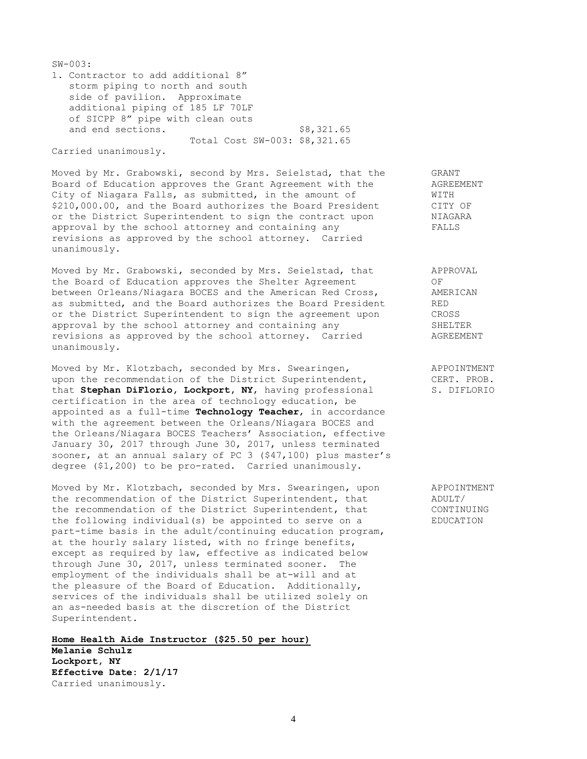SW-003:

1. Contractor to add additional 8" storm piping to north and south side of pavilion. Approximate additional piping of 185 LF 70LF of SICPP 8" pipe with clean outs and end sections. $8,321.65

Total Cost SW-003: $8,321.65

Carried unanimously.

**GRANT AGREEMENT WITH CITY OF NIAGARA FALLS**

Moved by Mr. Grabowski, second by Mrs. Seielstad, that the Board of Education approves the Grant Agreement with the City of Niagara Falls, as submitted, in the amount of $210,000.00, and the Board authorizes the Board President or the District Superintendent to sign the contract upon approval by the school attorney and containing any revisions as approved by the school attorney. Carried unanimously.

**APPROVAL OF AMERICAN RED CROSS SHELTER AGREEMENT**

Moved by Mr. Grabowski, seconded by Mrs. Seielstad, that the Board of Education approves the Shelter Agreement between Orleans/Niagara BOCES and the American Red Cross, as submitted, and the Board authorizes the Board President or the District Superintendent to sign the agreement upon approval by the school attorney and containing any revisions as approved by the school attorney. Carried unanimously.

**APPOINTMENT CERT. PROB. S. DIFLORIO**

Moved by Mr. Klotzbach, seconded by Mrs. Swearingen, upon the recommendation of the District Superintendent, that **Stephan DiFlorio, Lockport, NY**, having professional certification in the area of technology education, be appointed as a full-time **Technology Teacher**, in accordance with the agreement between the Orleans/Niagara BOCES and the Orleans/Niagara BOCES Teachers' Association, effective January 30, 2017 through June 30, 2017, unless terminated sooner, at an annual salary of PC 3 ($47,100) plus master's degree ($1,200) to be pro-rated. Carried unanimously.

**APPOINTMENT ADULT/ CONTINUING EDUCATION**

Moved by Mr. Klotzbach, seconded by Mrs. Swearingen, upon the recommendation of the District Superintendent, that the recommendation of the District Superintendent, that the following individual(s) be appointed to serve on a part-time basis in the adult/continuing education program, at the hourly salary listed, with no fringe benefits, except as required by law, effective as indicated below through June 30, 2017, unless terminated sooner. The employment of the individuals shall be at-will and at the pleasure of the Board of Education. Additionally, services of the individuals shall be utilized solely on an as-needed basis at the discretion of the District Superintendent.

**Home Health Aide Instructor ($25.50 per hour)**

**Melanie Schulz**
**Lockport, NY**
**Effective Date: 2/1/17**

Carried unanimously.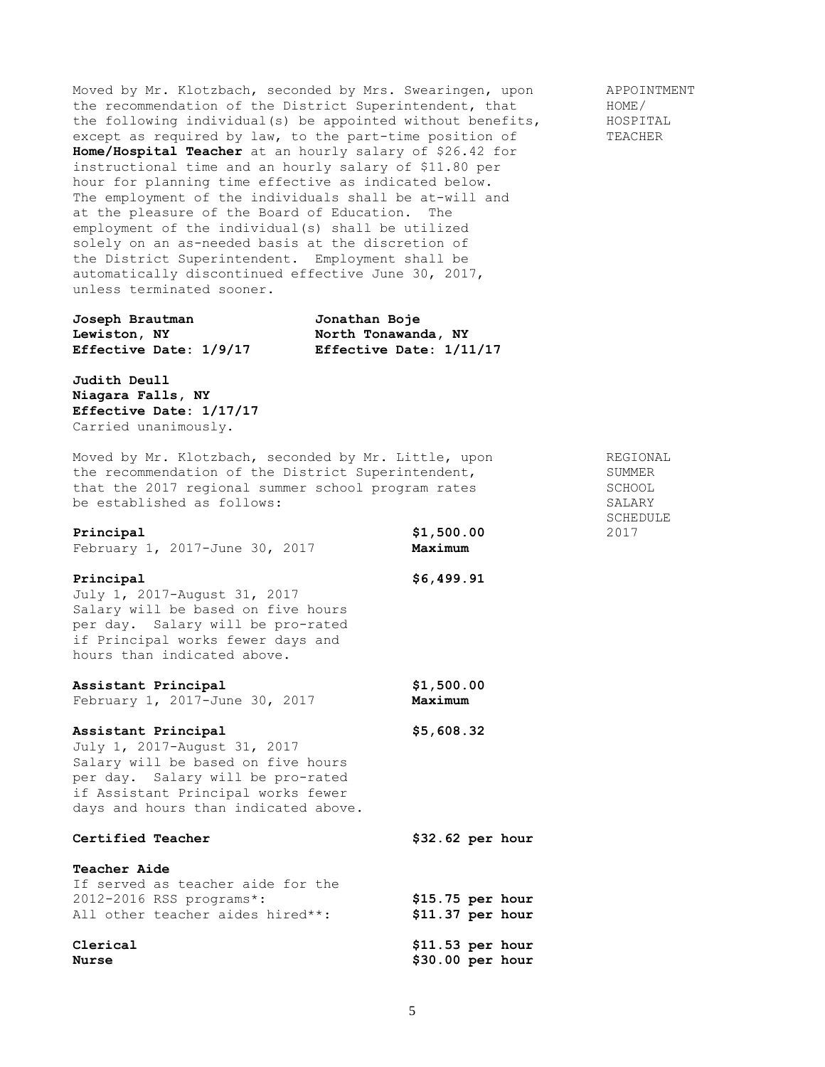APPOINTMENT HOME/ HOSPITAL TEACHER

Moved by Mr. Klotzbach, seconded by Mrs. Swearingen, upon the recommendation of the District Superintendent, that the following individual(s) be appointed without benefits, except as required by law, to the part-time position of **Home/Hospital Teacher** at an hourly salary of $26.42 for instructional time and an hourly salary of $11.80 per hour for planning time effective as indicated below. The employment of the individuals shall be at-will and at the pleasure of the Board of Education. The employment of the individual(s) shall be utilized solely on an as-needed basis at the discretion of the District Superintendent. Employment shall be automatically discontinued effective June 30, 2017, unless terminated sooner.

**Joseph Brautman**
**Lewiston, NY**
**Effective Date: 1/9/17**

**Jonathan Boje**
**North Tonawanda, NY**
**Effective Date: 1/11/17**

**Judith Deull**
**Niagara Falls, NY**
**Effective Date: 1/17/17**
Carried unanimously.

REGIONAL SUMMER SCHOOL SALARY SCHEDULE 2017

Moved by Mr. Klotzbach, seconded by Mr. Little, upon the recommendation of the District Superintendent, that the 2017 regional summer school program rates be established as follows:

**Principal** — **$1,500.00 Maximum**
February 1, 2017-June 30, 2017

**Principal** — **$6,499.91**
July 1, 2017-August 31, 2017
Salary will be based on five hours per day. Salary will be pro-rated if Principal works fewer days and hours than indicated above.

**Assistant Principal** — **$1,500.00 Maximum**
February 1, 2017-June 30, 2017

**Assistant Principal** — **$5,608.32**
July 1, 2017-August 31, 2017
Salary will be based on five hours per day. Salary will be pro-rated if Assistant Principal works fewer days and hours than indicated above.

**Certified Teacher** — **$32.62 per hour**

**Teacher Aide**
If served as teacher aide for the 2012-2016 RSS programs*: **$15.75 per hour**
All other teacher aides hired**: **$11.37 per hour**

**Clerical** — **$11.53 per hour**
**Nurse** — **$30.00 per hour**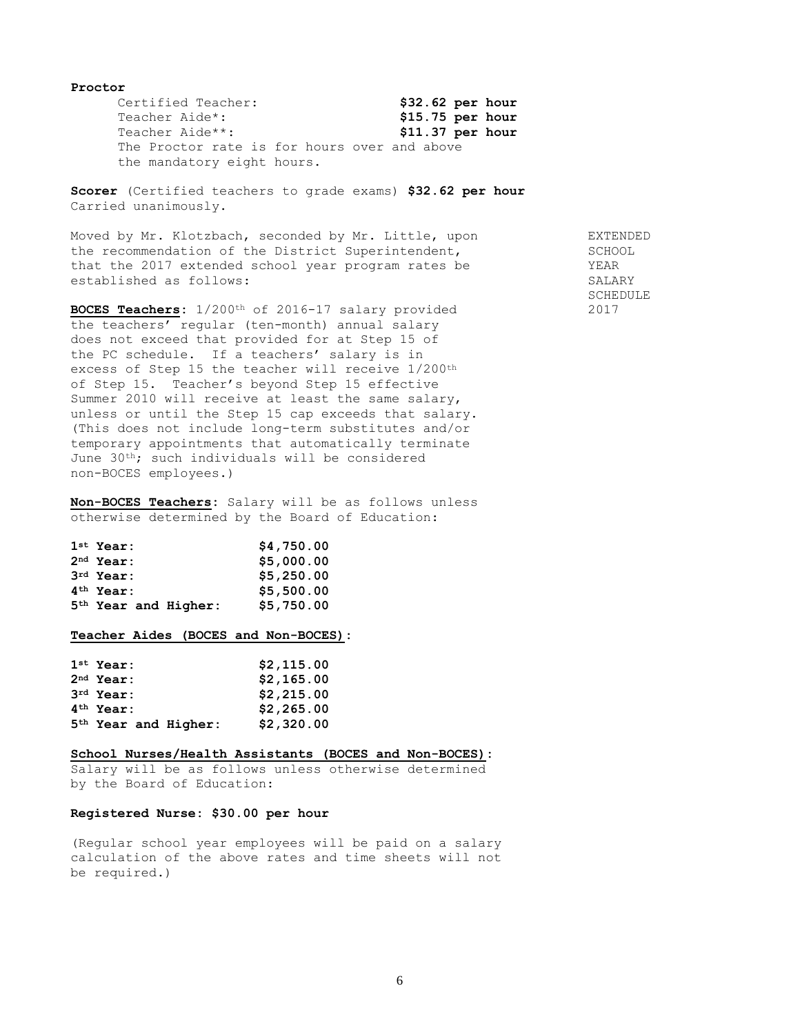**Proctor**

Certified Teacher: **$32.62 per hour**
Teacher Aide*: **$15.75 per hour**
Teacher Aide**: **$11.37 per hour**
The Proctor rate is for hours over and above the mandatory eight hours.

**Scorer** (Certified teachers to grade exams) **$32.62 per hour**
Carried unanimously.

EXTENDED SCHOOL YEAR SALARY SCHEDULE 2017

Moved by Mr. Klotzbach, seconded by Mr. Little, upon the recommendation of the District Superintendent, that the 2017 extended school year program rates be established as follows:

**BOCES Teachers**: 1/200th of 2016-17 salary provided the teachers' regular (ten-month) annual salary does not exceed that provided for at Step 15 of the PC schedule. If a teachers' salary is in excess of Step 15 the teacher will receive 1/200th of Step 15. Teacher's beyond Step 15 effective Summer 2010 will receive at least the same salary, unless or until the Step 15 cap exceeds that salary. (This does not include long-term substitutes and/or temporary appointments that automatically terminate June 30th; such individuals will be considered non-BOCES employees.)

**Non-BOCES Teachers**: Salary will be as follows unless otherwise determined by the Board of Education:

| | |
|---|---|
| **1st Year:** | **$4,750.00** |
| **2nd Year:** | **$5,000.00** |
| **3rd Year:** | **$5,250.00** |
| **4th Year:** | **$5,500.00** |
| **5th Year and Higher:** | **$5,750.00** |

**Teacher Aides (BOCES and Non-BOCES)**:

| | |
|---|---|
| **1st Year:** | **$2,115.00** |
| **2nd Year:** | **$2,165.00** |
| **3rd Year:** | **$2,215.00** |
| **4th Year:** | **$2,265.00** |
| **5th Year and Higher:** | **$2,320.00** |

**School Nurses/Health Assistants (BOCES and Non-BOCES)**:
Salary will be as follows unless otherwise determined by the Board of Education:

**Registered Nurse: $30.00 per hour**

(Regular school year employees will be paid on a salary calculation of the above rates and time sheets will not be required.)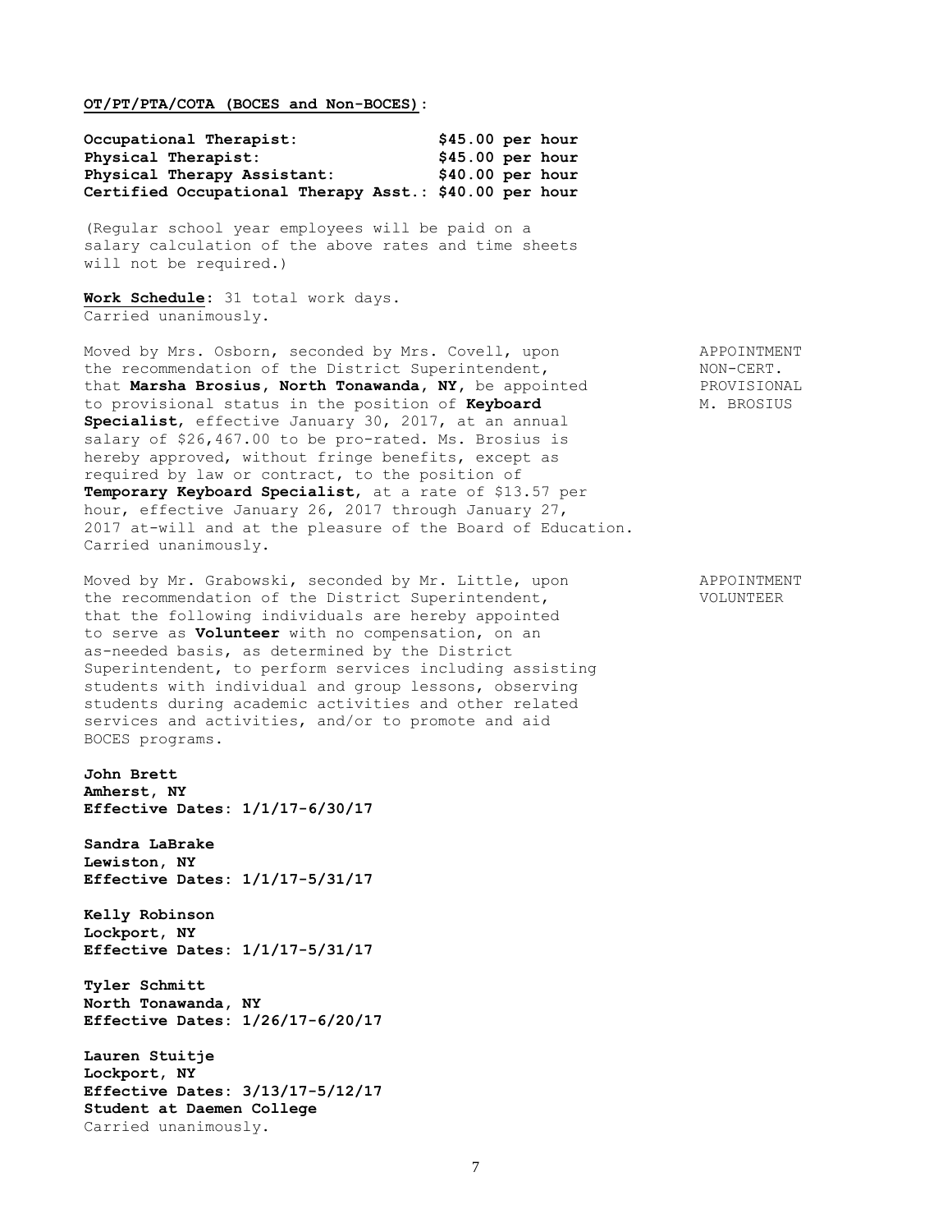**OT/PT/PTA/COTA (BOCES and Non-BOCES):**

| | |
|---|---|
| **Occupational Therapist:** | **$45.00 per hour** |
| **Physical Therapist:** | **$45.00 per hour** |
| **Physical Therapy Assistant:** | **$40.00 per hour** |
| **Certified Occupational Therapy Asst.:** | **$40.00 per hour** |

(Regular school year employees will be paid on a salary calculation of the above rates and time sheets will not be required.)

**Work Schedule:** 31 total work days.
Carried unanimously.

APPOINTMENT
NON-CERT.
PROVISIONAL
M. BROSIUS

Moved by Mrs. Osborn, seconded by Mrs. Covell, upon the recommendation of the District Superintendent, that **Marsha Brosius, North Tonawanda, NY**, be appointed to provisional status in the position of **Keyboard Specialist**, effective January 30, 2017, at an annual salary of $26,467.00 to be pro-rated. Ms. Brosius is hereby approved, without fringe benefits, except as required by law or contract, to the position of **Temporary Keyboard Specialist**, at a rate of $13.57 per hour, effective January 26, 2017 through January 27, 2017 at-will and at the pleasure of the Board of Education.
Carried unanimously.

APPOINTMENT
VOLUNTEER

Moved by Mr. Grabowski, seconded by Mr. Little, upon the recommendation of the District Superintendent, that the following individuals are hereby appointed to serve as **Volunteer** with no compensation, on an as-needed basis, as determined by the District Superintendent, to perform services including assisting students with individual and group lessons, observing students during academic activities and other related services and activities, and/or to promote and aid BOCES programs.

**John Brett**
**Amherst, NY**
**Effective Dates: 1/1/17-6/30/17**

**Sandra LaBrake**
**Lewiston, NY**
**Effective Dates: 1/1/17-5/31/17**

**Kelly Robinson**
**Lockport, NY**
**Effective Dates: 1/1/17-5/31/17**

**Tyler Schmitt**
**North Tonawanda, NY**
**Effective Dates: 1/26/17-6/20/17**

**Lauren Stuitje**
**Lockport, NY**
**Effective Dates: 3/13/17-5/12/17**
**Student at Daemen College**
Carried unanimously.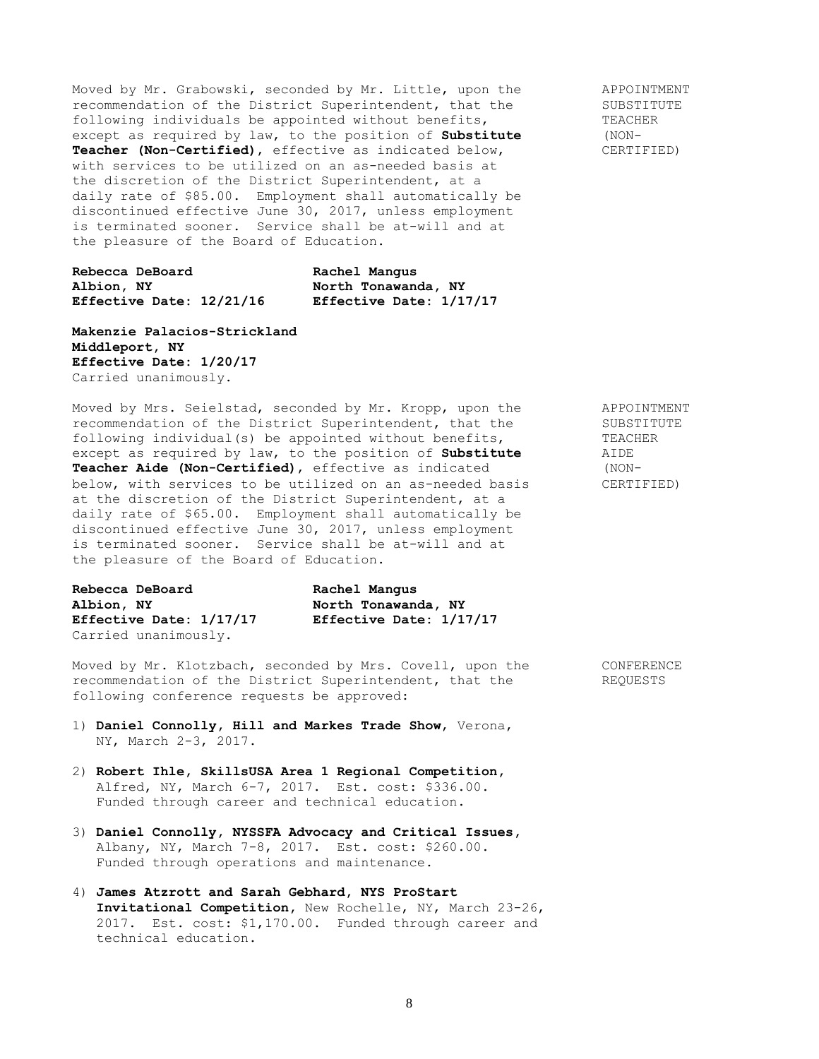Moved by Mr. Grabowski, seconded by Mr. Little, upon the recommendation of the District Superintendent, that the following individuals be appointed without benefits, except as required by law, to the position of **Substitute Teacher (Non-Certified)**, effective as indicated below, with services to be utilized on an as-needed basis at the discretion of the District Superintendent, at a daily rate of $85.00. Employment shall automatically be discontinued effective June 30, 2017, unless employment is terminated sooner. Service shall be at-will and at the pleasure of the Board of Education.

APPOINTMENT SUBSTITUTE TEACHER (NON-CERTIFIED)

**Rebecca DeBoard**
**Albion, NY**
**Effective Date: 12/21/16**

**Rachel Mangus**
**North Tonawanda, NY**
**Effective Date: 1/17/17**

**Makenzie Palacios-Strickland**
**Middleport, NY**
**Effective Date: 1/20/17**

Carried unanimously.

Moved by Mrs. Seielstad, seconded by Mr. Kropp, upon the recommendation of the District Superintendent, that the following individual(s) be appointed without benefits, except as required by law, to the position of **Substitute Teacher Aide (Non-Certified)**, effective as indicated below, with services to be utilized on an as-needed basis at the discretion of the District Superintendent, at a daily rate of $65.00. Employment shall automatically be discontinued effective June 30, 2017, unless employment is terminated sooner. Service shall be at-will and at the pleasure of the Board of Education.

APPOINTMENT SUBSTITUTE TEACHER AIDE (NON-CERTIFIED)

**Rebecca DeBoard**
**Albion, NY**
**Effective Date: 1/17/17**

**Rachel Mangus**
**North Tonawanda, NY**
**Effective Date: 1/17/17**

Carried unanimously.

Moved by Mr. Klotzbach, seconded by Mrs. Covell, upon the recommendation of the District Superintendent, that the following conference requests be approved:

CONFERENCE REQUESTS

1) **Daniel Connolly, Hill and Markes Trade Show**, Verona, NY, March 2-3, 2017.

2) **Robert Ihle, SkillsUSA Area 1 Regional Competition**, Alfred, NY, March 6-7, 2017. Est. cost: $336.00. Funded through career and technical education.

3) **Daniel Connolly, NYSSFA Advocacy and Critical Issues**, Albany, NY, March 7-8, 2017. Est. cost: $260.00. Funded through operations and maintenance.

4) **James Atzrott and Sarah Gebhard, NYS ProStart Invitational Competition**, New Rochelle, NY, March 23-26, 2017. Est. cost: $1,170.00. Funded through career and technical education.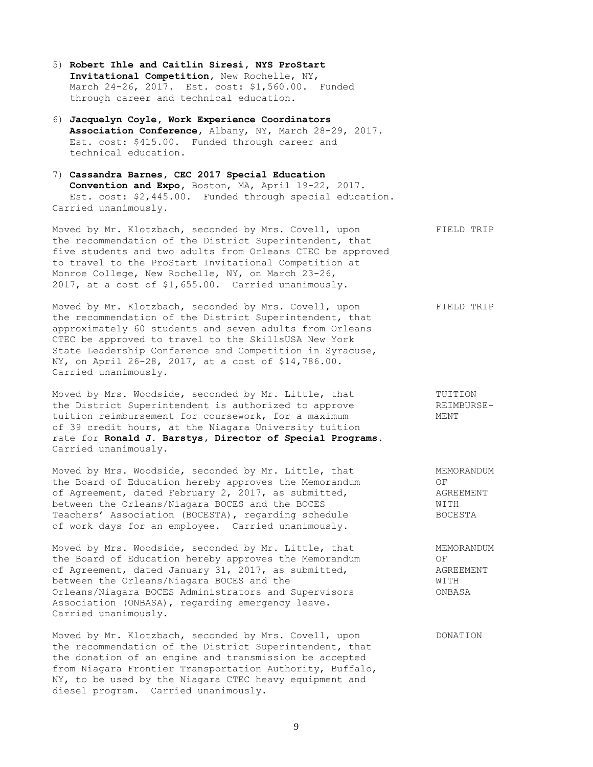5) **Robert Ihle and Caitlin Siresi, NYS ProStart Invitational Competition**, New Rochelle, NY, March 24-26, 2017. Est. cost: $1,560.00. Funded through career and technical education.

6) **Jacquelyn Coyle, Work Experience Coordinators Association Conference**, Albany, NY, March 28-29, 2017. Est. cost: $415.00. Funded through career and technical education.

7) **Cassandra Barnes, CEC 2017 Special Education Convention and Expo**, Boston, MA, April 19-22, 2017. Est. cost: $2,445.00. Funded through special education.

Carried unanimously.

FIELD TRIP

Moved by Mr. Klotzbach, seconded by Mrs. Covell, upon the recommendation of the District Superintendent, that five students and two adults from Orleans CTEC be approved to travel to the ProStart Invitational Competition at Monroe College, New Rochelle, NY, on March 23-26, 2017, at a cost of $1,655.00. Carried unanimously.

FIELD TRIP

Moved by Mr. Klotzbach, seconded by Mrs. Covell, upon the recommendation of the District Superintendent, that approximately 60 students and seven adults from Orleans CTEC be approved to travel to the SkillsUSA New York State Leadership Conference and Competition in Syracuse, NY, on April 26-28, 2017, at a cost of $14,786.00. Carried unanimously.

TUITION REIMBURSEMENT

Moved by Mrs. Woodside, seconded by Mr. Little, that the District Superintendent is authorized to approve tuition reimbursement for coursework, for a maximum of 39 credit hours, at the Niagara University tuition rate for **Ronald J. Barstys, Director of Special Programs**. Carried unanimously.

MEMORANDUM OF AGREEMENT WITH BOCESTA

Moved by Mrs. Woodside, seconded by Mr. Little, that the Board of Education hereby approves the Memorandum of Agreement, dated February 2, 2017, as submitted, between the Orleans/Niagara BOCES and the BOCES Teachers' Association (BOCESTA), regarding schedule of work days for an employee. Carried unanimously.

MEMORANDUM OF AGREEMENT WITH ONBASA

Moved by Mrs. Woodside, seconded by Mr. Little, that the Board of Education hereby approves the Memorandum of Agreement, dated January 31, 2017, as submitted, between the Orleans/Niagara BOCES and the Orleans/Niagara BOCES Administrators and Supervisors Association (ONBASA), regarding emergency leave. Carried unanimously.

DONATION

Moved by Mr. Klotzbach, seconded by Mrs. Covell, upon the recommendation of the District Superintendent, that the donation of an engine and transmission be accepted from Niagara Frontier Transportation Authority, Buffalo, NY, to be used by the Niagara CTEC heavy equipment and diesel program. Carried unanimously.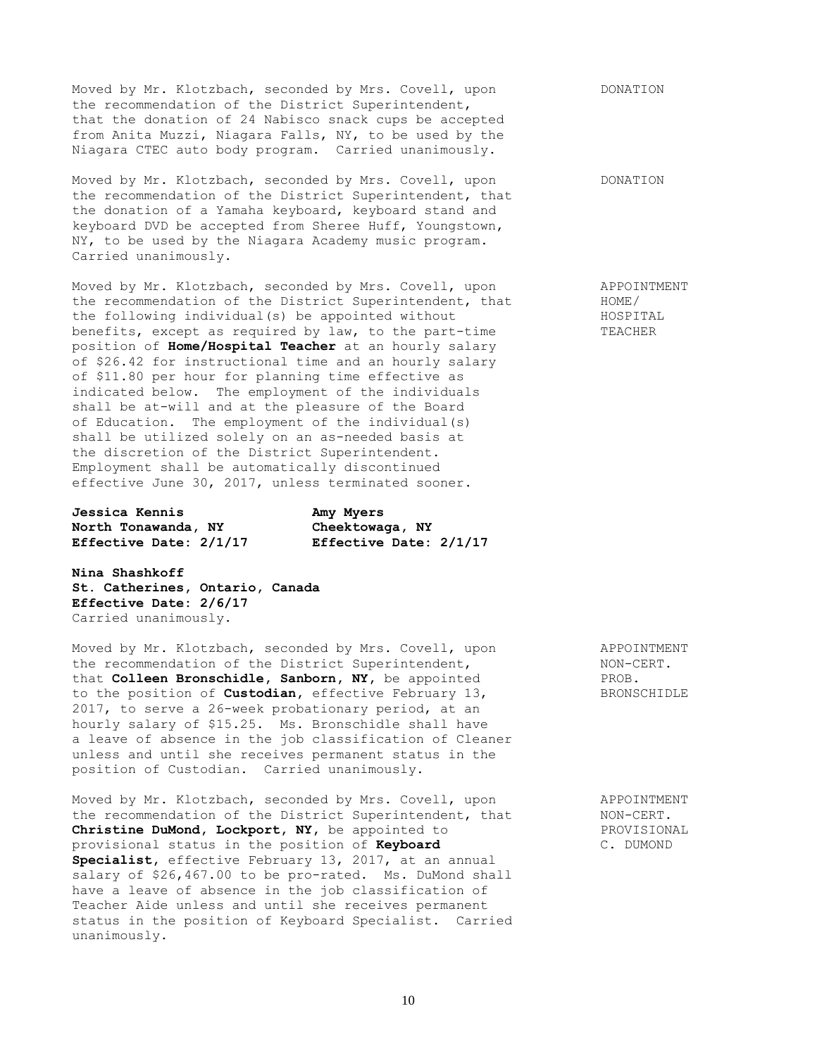DONATION

Moved by Mr. Klotzbach, seconded by Mrs. Covell, upon the recommendation of the District Superintendent, that the donation of 24 Nabisco snack cups be accepted from Anita Muzzi, Niagara Falls, NY, to be used by the Niagara CTEC auto body program. Carried unanimously.

DONATION

Moved by Mr. Klotzbach, seconded by Mrs. Covell, upon the recommendation of the District Superintendent, that the donation of a Yamaha keyboard, keyboard stand and keyboard DVD be accepted from Sheree Huff, Youngstown, NY, to be used by the Niagara Academy music program. Carried unanimously.

APPOINTMENT HOME/ HOSPITAL TEACHER

Moved by Mr. Klotzbach, seconded by Mrs. Covell, upon the recommendation of the District Superintendent, that the following individual(s) be appointed without benefits, except as required by law, to the part-time position of **Home/Hospital Teacher** at an hourly salary of $26.42 for instructional time and an hourly salary of $11.80 per hour for planning time effective as indicated below. The employment of the individuals shall be at-will and at the pleasure of the Board of Education. The employment of the individual(s) shall be utilized solely on an as-needed basis at the discretion of the District Superintendent. Employment shall be automatically discontinued effective June 30, 2017, unless terminated sooner.

**Jessica Kennis**
**North Tonawanda, NY**
**Effective Date: 2/1/17**

**Amy Myers**
**Cheektowaga, NY**
**Effective Date: 2/1/17**

**Nina Shashkoff**
**St. Catherines, Ontario, Canada**
**Effective Date: 2/6/17**
Carried unanimously.

APPOINTMENT NON-CERT. PROB. BRONSCHIDLE

Moved by Mr. Klotzbach, seconded by Mrs. Covell, upon the recommendation of the District Superintendent, that **Colleen Bronschidle, Sanborn, NY,** be appointed to the position of **Custodian**, effective February 13, 2017, to serve a 26-week probationary period, at an hourly salary of $15.25. Ms. Bronschidle shall have a leave of absence in the job classification of Cleaner unless and until she receives permanent status in the position of Custodian. Carried unanimously.

APPOINTMENT NON-CERT. PROVISIONAL C. DUMOND

Moved by Mr. Klotzbach, seconded by Mrs. Covell, upon the recommendation of the District Superintendent, that **Christine DuMond, Lockport, NY,** be appointed to provisional status in the position of **Keyboard Specialist**, effective February 13, 2017, at an annual salary of $26,467.00 to be pro-rated. Ms. DuMond shall have a leave of absence in the job classification of Teacher Aide unless and until she receives permanent status in the position of Keyboard Specialist. Carried unanimously.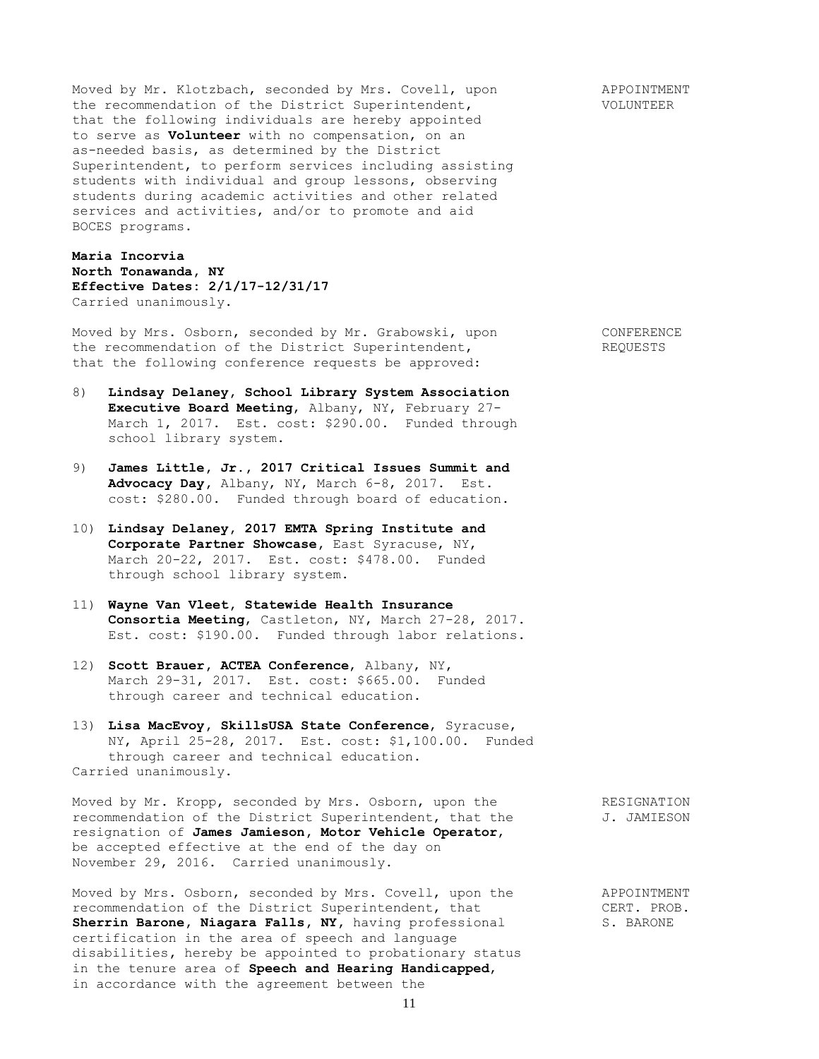Moved by Mr. Klotzbach, seconded by Mrs. Covell, upon the recommendation of the District Superintendent, that the following individuals are hereby appointed to serve as **Volunteer** with no compensation, on an as-needed basis, as determined by the District Superintendent, to perform services including assisting students with individual and group lessons, observing students during academic activities and other related services and activities, and/or to promote and aid BOCES programs.

APPOINTMENT VOLUNTEER

**Maria Incorvia**
**North Tonawanda, NY**
**Effective Dates: 2/1/17-12/31/17**
Carried unanimously.

Moved by Mrs. Osborn, seconded by Mr. Grabowski, upon the recommendation of the District Superintendent, that the following conference requests be approved:

CONFERENCE REQUESTS

8) **Lindsay Delaney, School Library System Association Executive Board Meeting**, Albany, NY, February 27-March 1, 2017. Est. cost: $290.00. Funded through school library system.

9) **James Little, Jr., 2017 Critical Issues Summit and Advocacy Day**, Albany, NY, March 6-8, 2017. Est. cost: $280.00. Funded through board of education.

10) **Lindsay Delaney, 2017 EMTA Spring Institute and Corporate Partner Showcase**, East Syracuse, NY, March 20-22, 2017. Est. cost: $478.00. Funded through school library system.

11) **Wayne Van Vleet, Statewide Health Insurance Consortia Meeting**, Castleton, NY, March 27-28, 2017. Est. cost: $190.00. Funded through labor relations.

12) **Scott Brauer, ACTEA Conference**, Albany, NY, March 29-31, 2017. Est. cost: $665.00. Funded through career and technical education.

13) **Lisa MacEvoy, SkillsUSA State Conference**, Syracuse, NY, April 25-28, 2017. Est. cost: $1,100.00. Funded through career and technical education.

Carried unanimously.

Moved by Mr. Kropp, seconded by Mrs. Osborn, upon the recommendation of the District Superintendent, that the resignation of **James Jamieson, Motor Vehicle Operator**, be accepted effective at the end of the day on November 29, 2016. Carried unanimously.

RESIGNATION J. JAMIESON

Moved by Mrs. Osborn, seconded by Mrs. Covell, upon the recommendation of the District Superintendent, that **Sherrin Barone, Niagara Falls, NY,** having professional certification in the area of speech and language disabilities, hereby be appointed to probationary status in the tenure area of **Speech and Hearing Handicapped**, in accordance with the agreement between the

APPOINTMENT CERT. PROB. S. BARONE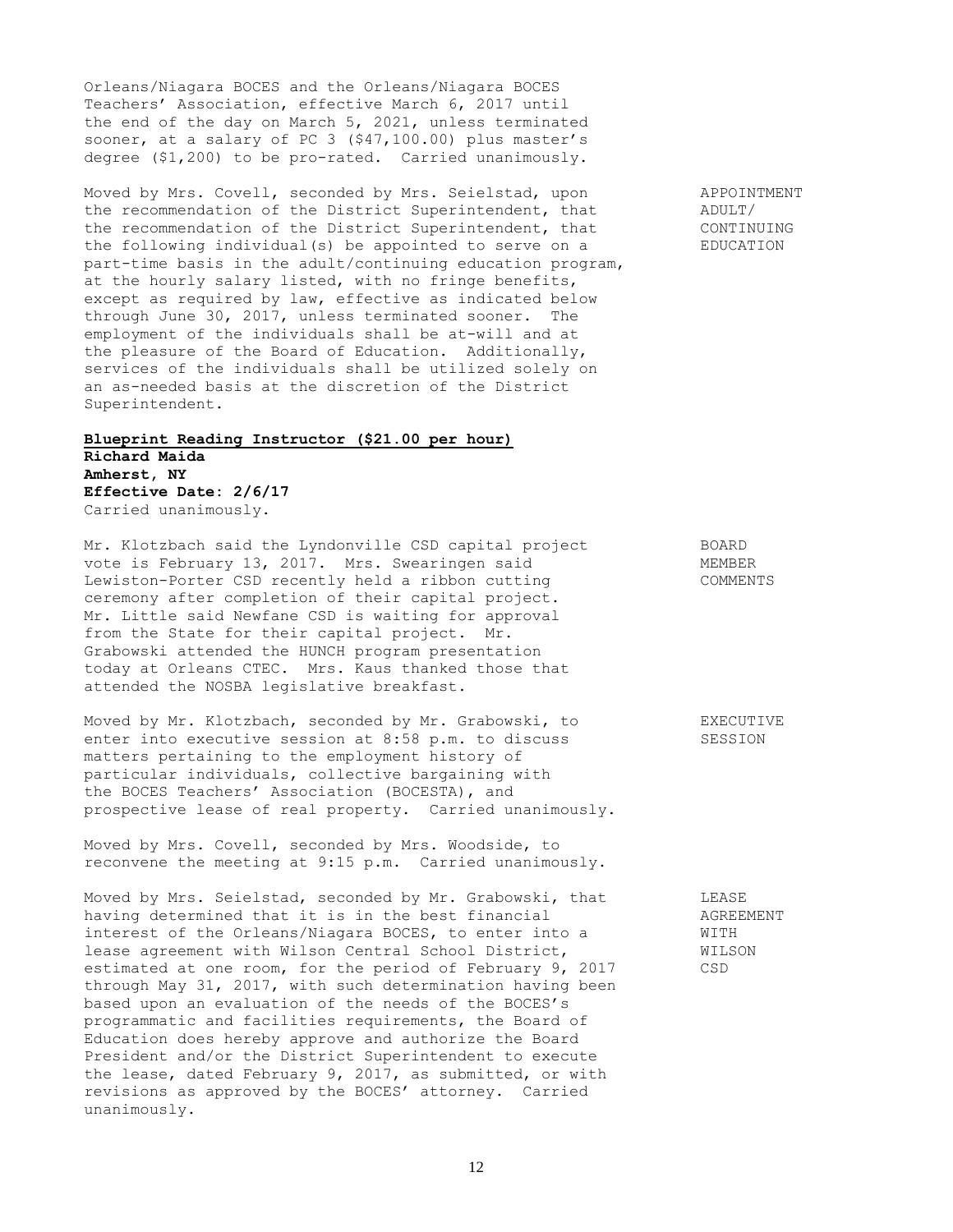Orleans/Niagara BOCES and the Orleans/Niagara BOCES Teachers' Association, effective March 6, 2017 until the end of the day on March 5, 2021, unless terminated sooner, at a salary of PC 3 ($47,100.00) plus master's degree ($1,200) to be pro-rated. Carried unanimously.

**APPOINTMENT ADULT/ CONTINUING EDUCATION**

Moved by Mrs. Covell, seconded by Mrs. Seielstad, upon the recommendation of the District Superintendent, that the recommendation of the District Superintendent, that the following individual(s) be appointed to serve on a part-time basis in the adult/continuing education program, at the hourly salary listed, with no fringe benefits, except as required by law, effective as indicated below through June 30, 2017, unless terminated sooner. The employment of the individuals shall be at-will and at the pleasure of the Board of Education. Additionally, services of the individuals shall be utilized solely on an as-needed basis at the discretion of the District Superintendent.

**Blueprint Reading Instructor ($21.00 per hour)**
**Richard Maida**
**Amherst, NY**
**Effective Date: 2/6/17**
Carried unanimously.

**BOARD MEMBER COMMENTS**

Mr. Klotzbach said the Lyndonville CSD capital project vote is February 13, 2017. Mrs. Swearingen said Lewiston-Porter CSD recently held a ribbon cutting ceremony after completion of their capital project. Mr. Little said Newfane CSD is waiting for approval from the State for their capital project. Mr. Grabowski attended the HUNCH program presentation today at Orleans CTEC. Mrs. Kaus thanked those that attended the NOSBA legislative breakfast.

**EXECUTIVE SESSION**

Moved by Mr. Klotzbach, seconded by Mr. Grabowski, to enter into executive session at 8:58 p.m. to discuss matters pertaining to the employment history of particular individuals, collective bargaining with the BOCES Teachers' Association (BOCESTA), and prospective lease of real property. Carried unanimously.

Moved by Mrs. Covell, seconded by Mrs. Woodside, to reconvene the meeting at 9:15 p.m. Carried unanimously.

**LEASE AGREEMENT WITH WILSON CSD**

Moved by Mrs. Seielstad, seconded by Mr. Grabowski, that having determined that it is in the best financial interest of the Orleans/Niagara BOCES, to enter into a lease agreement with Wilson Central School District, estimated at one room, for the period of February 9, 2017 through May 31, 2017, with such determination having been based upon an evaluation of the needs of the BOCES's programmatic and facilities requirements, the Board of Education does hereby approve and authorize the Board President and/or the District Superintendent to execute the lease, dated February 9, 2017, as submitted, or with revisions as approved by the BOCES' attorney. Carried unanimously.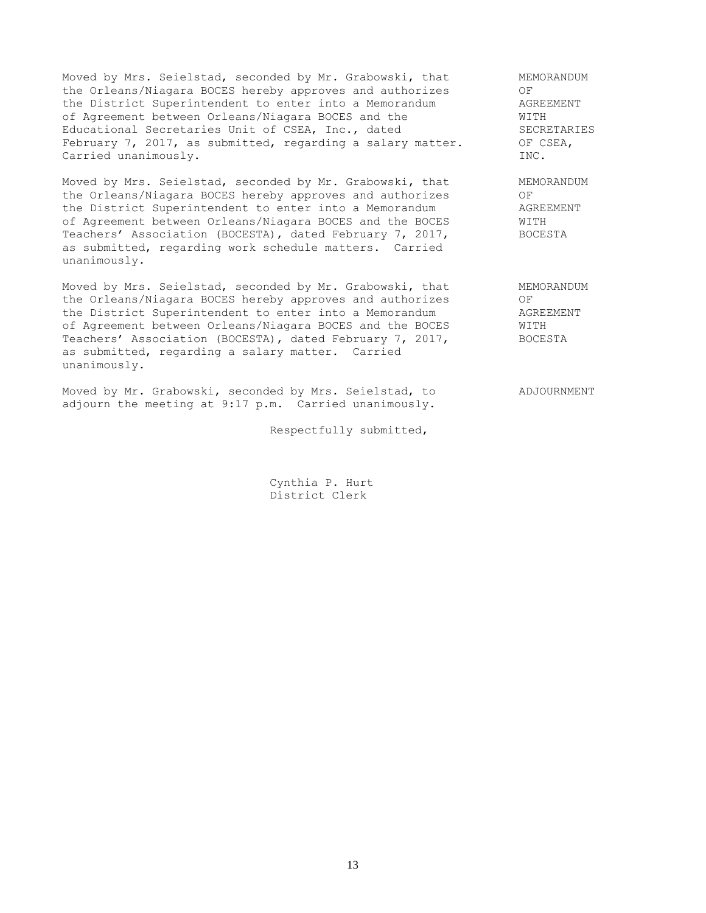Moved by Mrs. Seielstad, seconded by Mr. Grabowski, that the Orleans/Niagara BOCES hereby approves and authorizes the District Superintendent to enter into a Memorandum of Agreement between Orleans/Niagara BOCES and the Educational Secretaries Unit of CSEA, Inc., dated February 7, 2017, as submitted, regarding a salary matter. Carried unanimously.

MEMORANDUM OF AGREEMENT WITH SECRETARIES OF CSEA, INC.

Moved by Mrs. Seielstad, seconded by Mr. Grabowski, that the Orleans/Niagara BOCES hereby approves and authorizes the District Superintendent to enter into a Memorandum of Agreement between Orleans/Niagara BOCES and the BOCES Teachers' Association (BOCESTA), dated February 7, 2017, as submitted, regarding work schedule matters. Carried unanimously.

MEMORANDUM OF AGREEMENT WITH BOCESTA

Moved by Mrs. Seielstad, seconded by Mr. Grabowski, that the Orleans/Niagara BOCES hereby approves and authorizes the District Superintendent to enter into a Memorandum of Agreement between Orleans/Niagara BOCES and the BOCES Teachers' Association (BOCESTA), dated February 7, 2017, as submitted, regarding a salary matter. Carried unanimously.

MEMORANDUM OF AGREEMENT WITH BOCESTA

Moved by Mr. Grabowski, seconded by Mrs. Seielstad, to adjourn the meeting at 9:17 p.m. Carried unanimously.

ADJOURNMENT

Respectfully submitted,

Cynthia P. Hurt
District Clerk